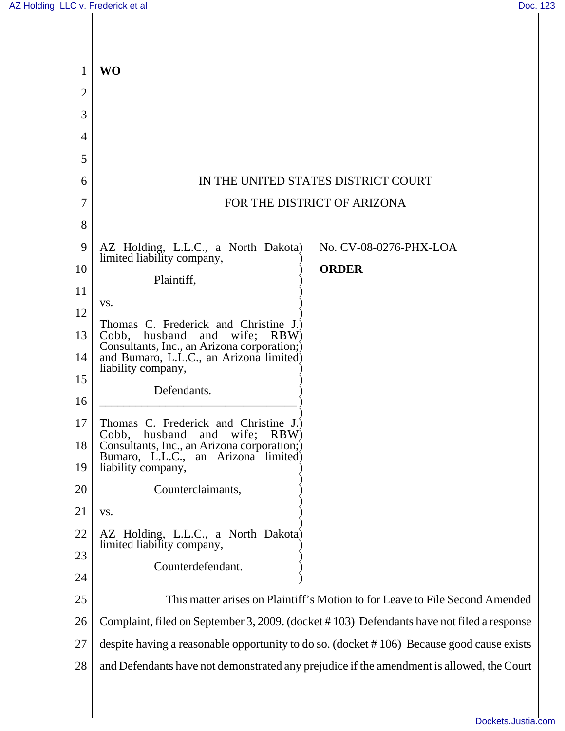**WO**

IN THE UNITED STATES DISTRICT COURT

FOR THE DISTRICT OF ARIZONA

AZ Holding, L.L.C., a North Dakota limited liability company,

Plaintiff,

vs.

Thomas C. Frederick and Christine J. Cobb, husband and wife; RBW Consultants, Inc., an Arizona corporation; and Bumaro, L.L.C., an Arizona limited liability company,

Defendants.

---

Thomas C. Frederick and Christine J. Cobb, husband and wife; RBW Consultants, Inc., an Arizona corporation; Bumaro, L.L.C., an Arizona limited liability company,

Counterclaimants,

vs.

AZ Holding, L.L.C., a North Dakota limited liability company,

Counterdefendant.

No. CV-08-0276-PHX-LOA

**ORDER**

This matter arises on Plaintiff's Motion to for Leave to File Second Amended Complaint, filed on September 3, 2009. (docket # 103) Defendants have not filed a response despite having a reasonable opportunity to do so. (docket # 106) Because good cause exists and Defendants have not demonstrated any prejudice if the amendment is allowed, the Court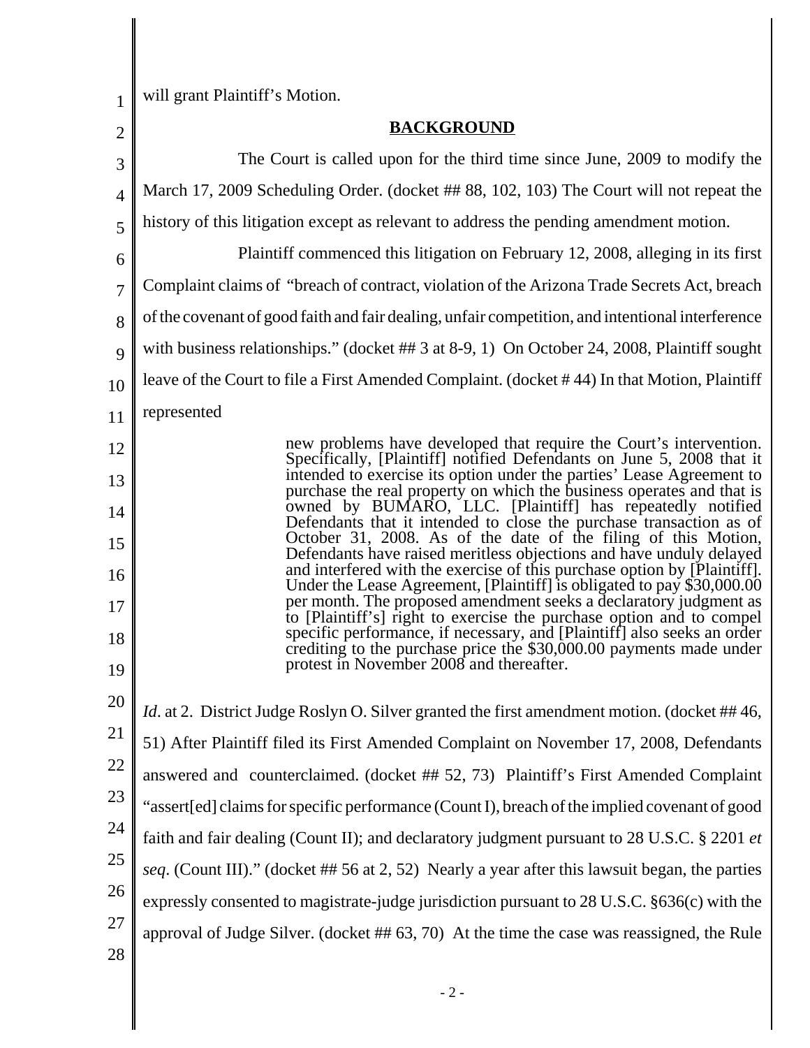will grant Plaintiff's Motion.

## BACKGROUND

The Court is called upon for the third time since June, 2009 to modify the March 17, 2009 Scheduling Order. (docket ## 88, 102, 103) The Court will not repeat the history of this litigation except as relevant to address the pending amendment motion.

Plaintiff commenced this litigation on February 12, 2008, alleging in its first Complaint claims of "breach of contract, violation of the Arizona Trade Secrets Act, breach of the covenant of good faith and fair dealing, unfair competition, and intentional interference with business relationships." (docket ## 3 at 8-9, 1) On October 24, 2008, Plaintiff sought leave of the Court to file a First Amended Complaint. (docket # 44) In that Motion, Plaintiff represented

> new problems have developed that require the Court's intervention. Specifically, [Plaintiff] notified Defendants on June 5, 2008 that it intended to exercise its option under the parties' Lease Agreement to purchase the real property on which the business operates and that is owned by BUMARO, LLC. [Plaintiff] has repeatedly notified Defendants that it intended to close the purchase transaction as of October 31, 2008. As of the date of the filing of this Motion, Defendants have raised meritless objections and have unduly delayed and interfered with the exercise of this purchase option by [Plaintiff]. Under the Lease Agreement, [Plaintiff] is obligated to pay $30,000.00 per month. The proposed amendment seeks a declaratory judgment as to [Plaintiff's] right to exercise the purchase option and to compel specific performance, if necessary, and [Plaintiff] also seeks an order crediting to the purchase price the $30,000.00 payments made under protest in November 2008 and thereafter.

*Id*. at 2. District Judge Roslyn O. Silver granted the first amendment motion. (docket ## 46, 51) After Plaintiff filed its First Amended Complaint on November 17, 2008, Defendants answered and counterclaimed. (docket ## 52, 73) Plaintiff's First Amended Complaint "assert[ed] claims for specific performance (Count I), breach of the implied covenant of good faith and fair dealing (Count II); and declaratory judgment pursuant to 28 U.S.C. § 2201 *et seq*. (Count III)." (docket ## 56 at 2, 52) Nearly a year after this lawsuit began, the parties expressly consented to magistrate-judge jurisdiction pursuant to 28 U.S.C. §636(c) with the approval of Judge Silver. (docket ## 63, 70) At the time the case was reassigned, the Rule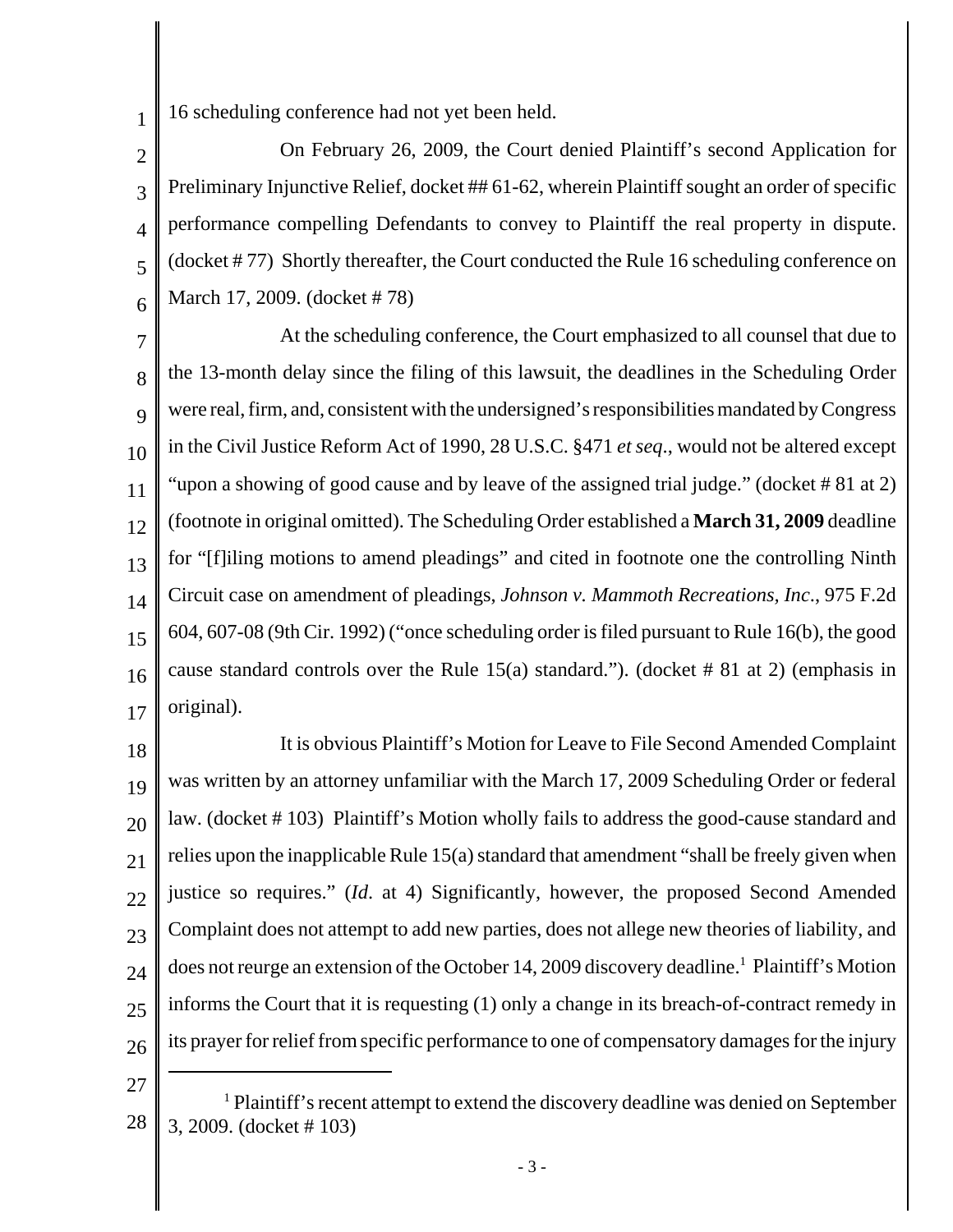16 scheduling conference had not yet been held.

On February 26, 2009, the Court denied Plaintiff's second Application for Preliminary Injunctive Relief, docket ## 61-62, wherein Plaintiff sought an order of specific performance compelling Defendants to convey to Plaintiff the real property in dispute. (docket # 77) Shortly thereafter, the Court conducted the Rule 16 scheduling conference on March 17, 2009. (docket # 78)

At the scheduling conference, the Court emphasized to all counsel that due to the 13-month delay since the filing of this lawsuit, the deadlines in the Scheduling Order were real, firm, and, consistent with the undersigned's responsibilities mandated by Congress in the Civil Justice Reform Act of 1990, 28 U.S.C. §471 *et seq*., would not be altered except "upon a showing of good cause and by leave of the assigned trial judge." (docket # 81 at 2) (footnote in original omitted). The Scheduling Order established a **March 31, 2009** deadline for "[f]iling motions to amend pleadings" and cited in footnote one the controlling Ninth Circuit case on amendment of pleadings, *Johnson v. Mammoth Recreations, Inc*., 975 F.2d 604, 607-08 (9th Cir. 1992) ("once scheduling order is filed pursuant to Rule 16(b), the good cause standard controls over the Rule 15(a) standard."). (docket # 81 at 2) (emphasis in original).

It is obvious Plaintiff's Motion for Leave to File Second Amended Complaint was written by an attorney unfamiliar with the March 17, 2009 Scheduling Order or federal law. (docket # 103) Plaintiff's Motion wholly fails to address the good-cause standard and relies upon the inapplicable Rule 15(a) standard that amendment "shall be freely given when justice so requires." (*Id*. at 4) Significantly, however, the proposed Second Amended Complaint does not attempt to add new parties, does not allege new theories of liability, and does not reurge an extension of the October 14, 2009 discovery deadline.[1] Plaintiff's Motion informs the Court that it is requesting (1) only a change in its breach-of-contract remedy in its prayer for relief from specific performance to one of compensatory damages for the injury

[1] Plaintiff's recent attempt to extend the discovery deadline was denied on September 3, 2009. (docket # 103)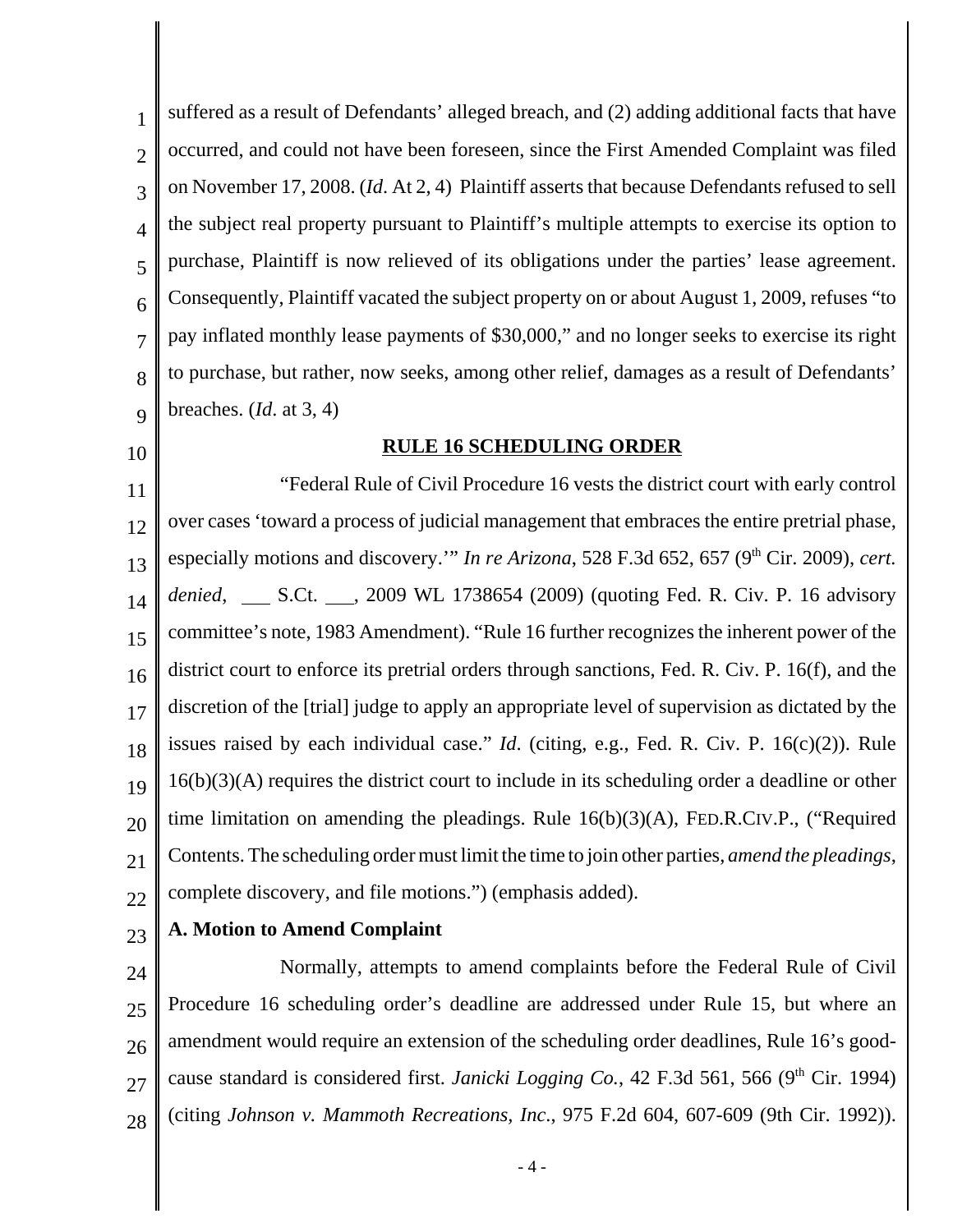suffered as a result of Defendants' alleged breach, and (2) adding additional facts that have occurred, and could not have been foreseen, since the First Amended Complaint was filed on November 17, 2008. (*Id*. At 2, 4) Plaintiff asserts that because Defendants refused to sell the subject real property pursuant to Plaintiff's multiple attempts to exercise its option to purchase, Plaintiff is now relieved of its obligations under the parties' lease agreement. Consequently, Plaintiff vacated the subject property on or about August 1, 2009, refuses "to pay inflated monthly lease payments of $30,000," and no longer seeks to exercise its right to purchase, but rather, now seeks, among other relief, damages as a result of Defendants' breaches. (*Id*. at 3, 4)

## RULE 16 SCHEDULING ORDER

"Federal Rule of Civil Procedure 16 vests the district court with early control over cases 'toward a process of judicial management that embraces the entire pretrial phase, especially motions and discovery.'" *In re Arizona*, 528 F.3d 652, 657 (9th Cir. 2009), *cert. denied*, ___ S.Ct. ___, 2009 WL 1738654 (2009) (quoting Fed. R. Civ. P. 16 advisory committee's note, 1983 Amendment). "Rule 16 further recognizes the inherent power of the district court to enforce its pretrial orders through sanctions, Fed. R. Civ. P. 16(f), and the discretion of the [trial] judge to apply an appropriate level of supervision as dictated by the issues raised by each individual case." *Id*. (citing, e.g., Fed. R. Civ. P. 16(c)(2)). Rule 16(b)(3)(A) requires the district court to include in its scheduling order a deadline or other time limitation on amending the pleadings. Rule 16(b)(3)(A), FED.R.CIV.P., ("Required Contents. The scheduling order must limit the time to join other parties, *amend the pleadings*, complete discovery, and file motions.") (emphasis added).

**A. Motion to Amend Complaint**

Normally, attempts to amend complaints before the Federal Rule of Civil Procedure 16 scheduling order's deadline are addressed under Rule 15, but where an amendment would require an extension of the scheduling order deadlines, Rule 16's good-cause standard is considered first. *Janicki Logging Co.*, 42 F.3d 561, 566 (9th Cir. 1994) (citing *Johnson v. Mammoth Recreations, Inc*., 975 F.2d 604, 607-609 (9th Cir. 1992)).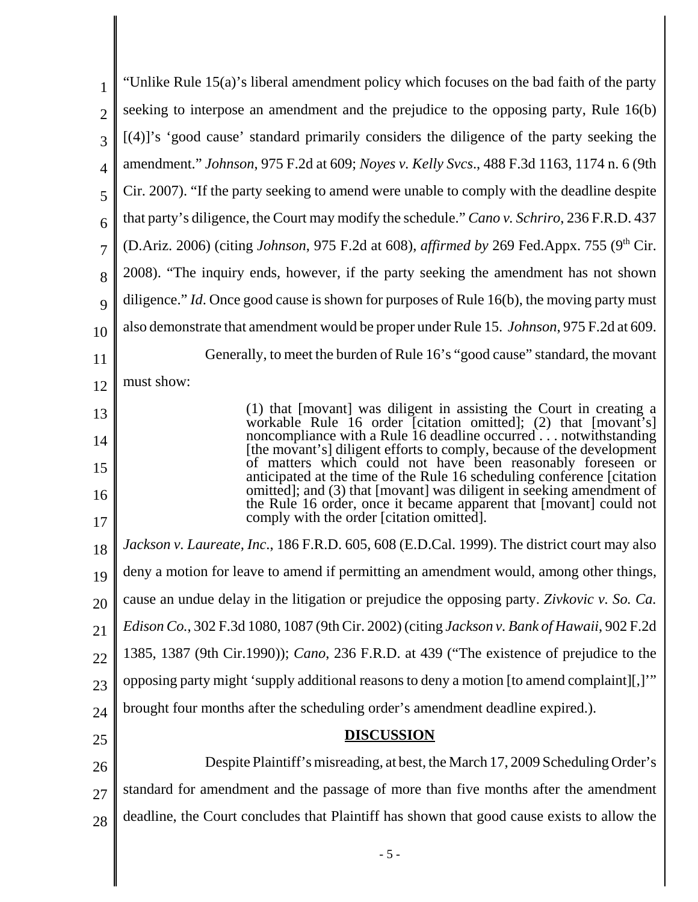"Unlike Rule 15(a)'s liberal amendment policy which focuses on the bad faith of the party seeking to interpose an amendment and the prejudice to the opposing party, Rule 16(b) [(4)]'s 'good cause' standard primarily considers the diligence of the party seeking the amendment." *Johnson,* 975 F.2d at 609; *Noyes v. Kelly Svcs*., 488 F.3d 1163, 1174 n. 6 (9th Cir. 2007). "If the party seeking to amend were unable to comply with the deadline despite that party's diligence, the Court may modify the schedule." *Cano v. Schriro*, 236 F.R.D. 437 (D.Ariz. 2006) (citing *Johnson,* 975 F.2d at 608), *affirmed by* 269 Fed.Appx. 755 (9th Cir. 2008). "The inquiry ends, however, if the party seeking the amendment has not shown diligence." *Id*. Once good cause is shown for purposes of Rule 16(b), the moving party must also demonstrate that amendment would be proper under Rule 15. *Johnson*, 975 F.2d at 609.

Generally, to meet the burden of Rule 16's "good cause" standard, the movant must show:

> (1) that [movant] was diligent in assisting the Court in creating a workable Rule 16 order [citation omitted]; (2) that [movant's] noncompliance with a Rule 16 deadline occurred . . . notwithstanding [the movant's] diligent efforts to comply, because of the development of matters which could not have been reasonably foreseen or anticipated at the time of the Rule 16 scheduling conference [citation omitted]; and (3) that [movant] was diligent in seeking amendment of the Rule 16 order, once it became apparent that [movant] could not comply with the order [citation omitted].

*Jackson v. Laureate, Inc*., 186 F.R.D. 605, 608 (E.D.Cal. 1999). The district court may also deny a motion for leave to amend if permitting an amendment would, among other things, cause an undue delay in the litigation or prejudice the opposing party. *Zivkovic v. So. Ca. Edison Co.*, 302 F.3d 1080, 1087 (9th Cir. 2002) (citing *Jackson v. Bank of Hawaii*, 902 F.2d 1385, 1387 (9th Cir.1990)); *Cano*, 236 F.R.D. at 439 ("The existence of prejudice to the opposing party might 'supply additional reasons to deny a motion [to amend complaint][,]'" brought four months after the scheduling order's amendment deadline expired.).

## DISCUSSION

Despite Plaintiff's misreading, at best, the March 17, 2009 Scheduling Order's standard for amendment and the passage of more than five months after the amendment deadline, the Court concludes that Plaintiff has shown that good cause exists to allow the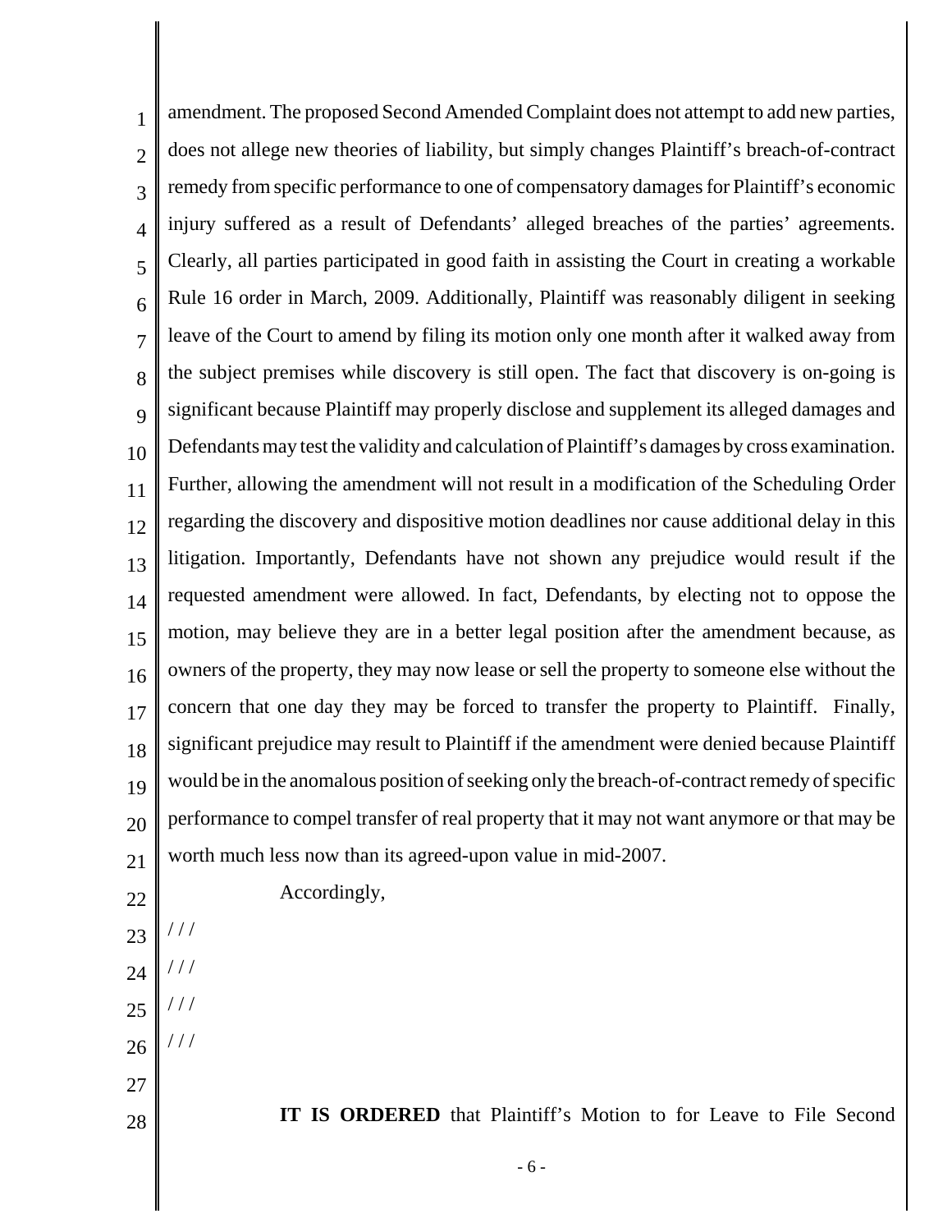amendment. The proposed Second Amended Complaint does not attempt to add new parties, does not allege new theories of liability, but simply changes Plaintiff's breach-of-contract remedy from specific performance to one of compensatory damages for Plaintiff's economic injury suffered as a result of Defendants' alleged breaches of the parties' agreements. Clearly, all parties participated in good faith in assisting the Court in creating a workable Rule 16 order in March, 2009. Additionally, Plaintiff was reasonably diligent in seeking leave of the Court to amend by filing its motion only one month after it walked away from the subject premises while discovery is still open. The fact that discovery is on-going is significant because Plaintiff may properly disclose and supplement its alleged damages and Defendants may test the validity and calculation of Plaintiff's damages by cross examination. Further, allowing the amendment will not result in a modification of the Scheduling Order regarding the discovery and dispositive motion deadlines nor cause additional delay in this litigation. Importantly, Defendants have not shown any prejudice would result if the requested amendment were allowed. In fact, Defendants, by electing not to oppose the motion, may believe they are in a better legal position after the amendment because, as owners of the property, they may now lease or sell the property to someone else without the concern that one day they may be forced to transfer the property to Plaintiff. Finally, significant prejudice may result to Plaintiff if the amendment were denied because Plaintiff would be in the anomalous position of seeking only the breach-of-contract remedy of specific performance to compel transfer of real property that it may not want anymore or that may be worth much less now than its agreed-upon value in mid-2007.

Accordingly,

/ / /

/ / /

/ / /

/ / /

**IT IS ORDERED** that Plaintiff's Motion to for Leave to File Second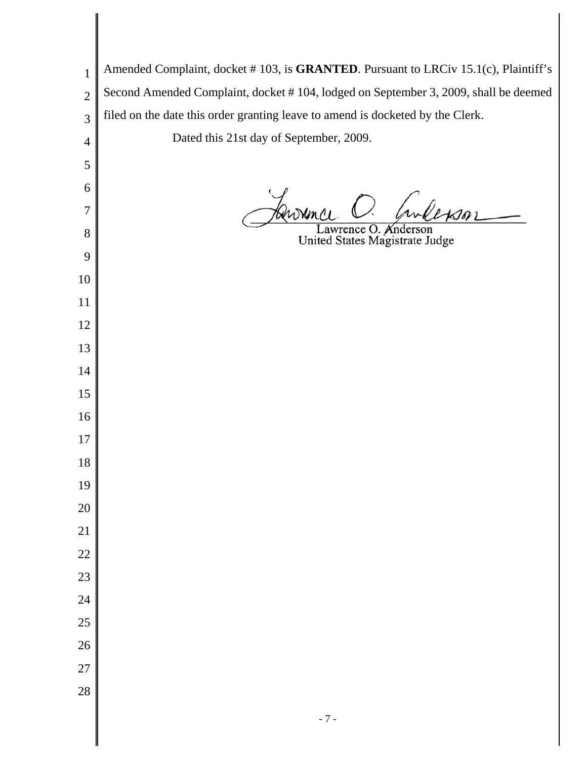Amended Complaint, docket # 103, is **GRANTED**. Pursuant to LRCiv 15.1(c), Plaintiff's Second Amended Complaint, docket # 104, lodged on September 3, 2009, shall be deemed filed on the date this order granting leave to amend is docketed by the Clerk.

Dated this 21st day of September, 2009.

Lawrence O. Anderson
United States Magistrate Judge